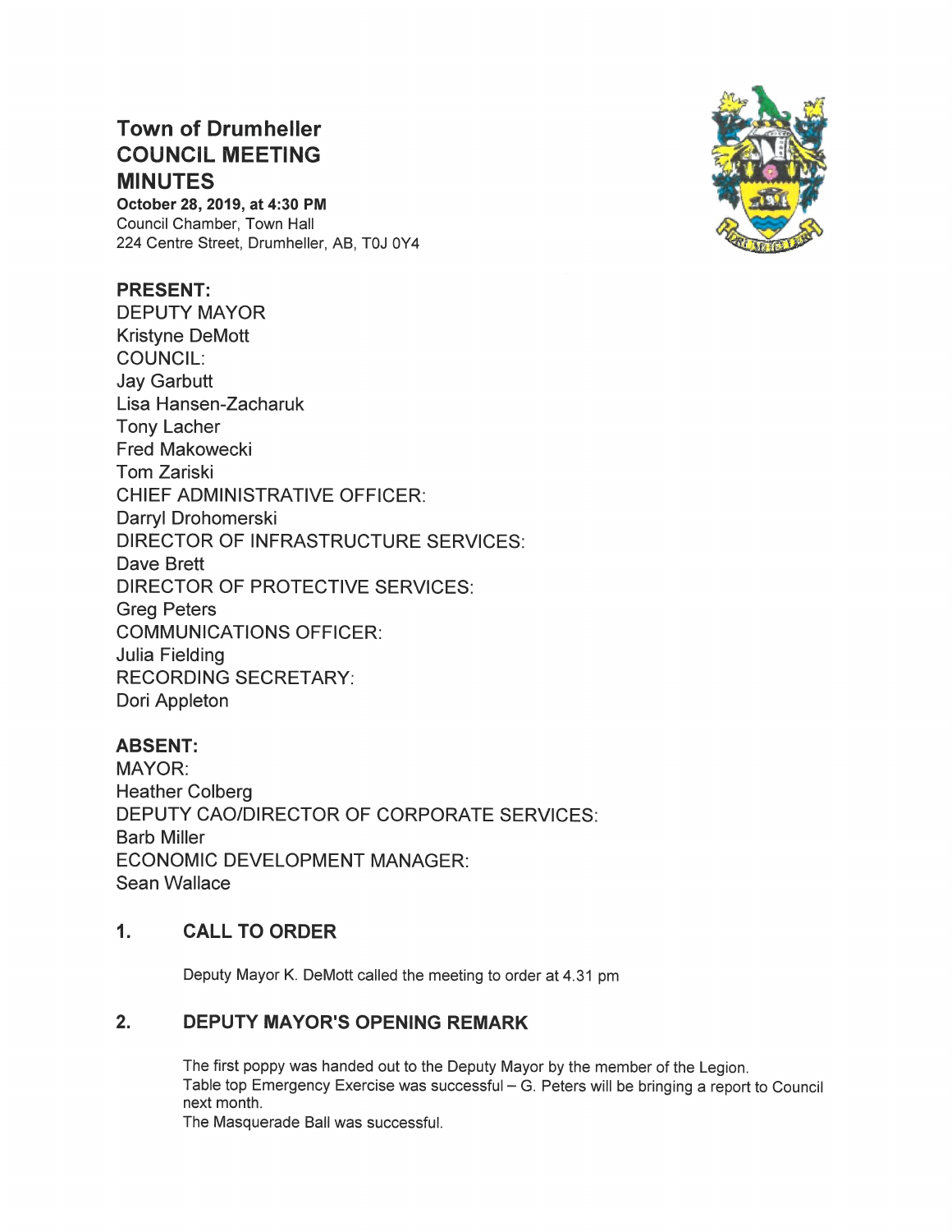# Town of Drumheller COUNCIL MEETING MINUTES

**October 28, 2019, at 4:30 PM**
Council Chamber, Town Hall
224 Centre Street, Drumheller, AB, T0J 0Y4

## PRESENT:

DEPUTY MAYOR
Kristyne DeMott
COUNCIL:
Jay Garbutt
Lisa Hansen-Zacharuk
Tony Lacher
Fred Makowecki
Tom Zariski
CHIEF ADMINISTRATIVE OFFICER:
Darryl Drohomerski
DIRECTOR OF INFRASTRUCTURE SERVICES:
Dave Brett
DIRECTOR OF PROTECTIVE SERVICES:
Greg Peters
COMMUNICATIONS OFFICER:
Julia Fielding
RECORDING SECRETARY:
Dori Appleton

## ABSENT:

MAYOR:
Heather Colberg
DEPUTY CAO/DIRECTOR OF CORPORATE SERVICES:
Barb Miller
ECONOMIC DEVELOPMENT MANAGER:
Sean Wallace

## 1. CALL TO ORDER

Deputy Mayor K. DeMott called the meeting to order at 4.31 pm

## 2. DEPUTY MAYOR'S OPENING REMARK

The first poppy was handed out to the Deputy Mayor by the member of the Legion.
Table top Emergency Exercise was successful – G. Peters will be bringing a report to Council next month.
The Masquerade Ball was successful.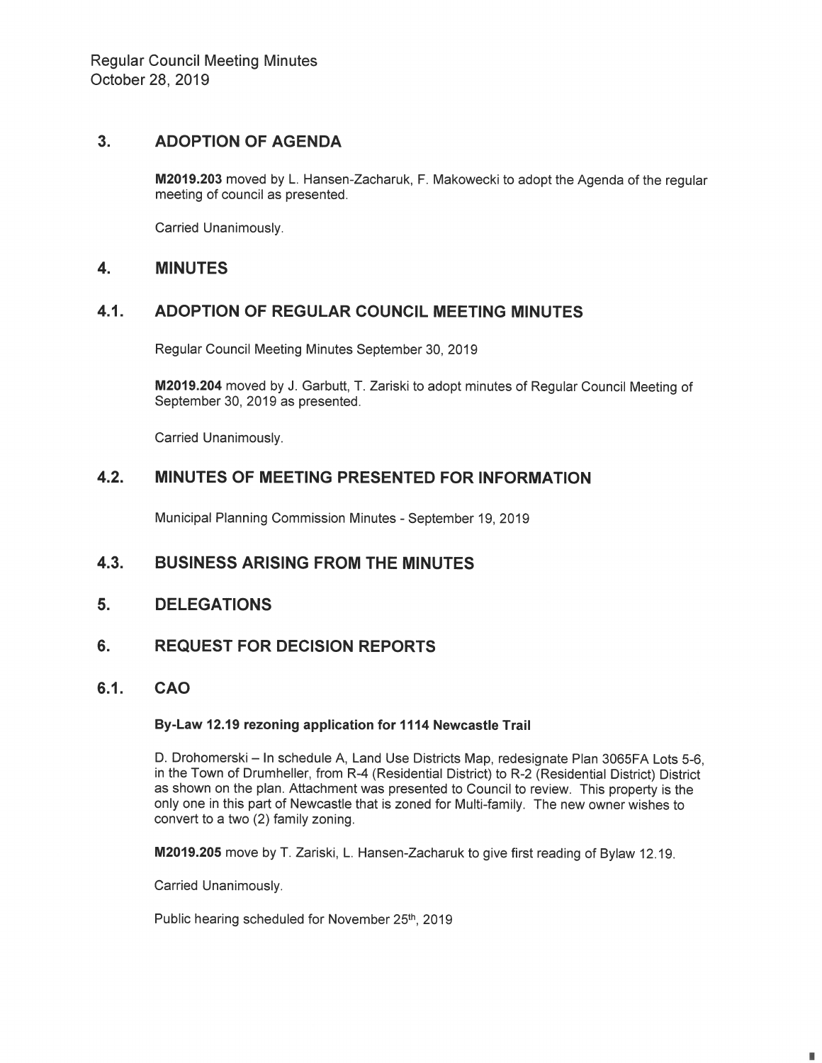## 3. ADOPTION OF AGENDA

**M2019.203** moved by L. Hansen-Zacharuk, F. Makowecki to adopt the Agenda of the regular meeting of council as presented.

Carried Unanimously.

## 4. MINUTES

## 4.1. ADOPTION OF REGULAR COUNCIL MEETING MINUTES

Regular Council Meeting Minutes September 30, 2019

**M2019.204** moved by J. Garbutt, T. Zariski to adopt minutes of Regular Council Meeting of September 30, 2019 as presented.

Carried Unanimously.

## 4.2. MINUTES OF MEETING PRESENTED FOR INFORMATION

Municipal Planning Commission Minutes - September 19, 2019

## 4.3. BUSINESS ARISING FROM THE MINUTES

## 5. DELEGATIONS

## 6. REQUEST FOR DECISION REPORTS

## 6.1. CAO

**By-Law 12.19 rezoning application for 1114 Newcastle Trail**

D. Drohomerski – In schedule A, Land Use Districts Map, redesignate Plan 3065FA Lots 5-6, in the Town of Drumheller, from R-4 (Residential District) to R-2 (Residential District) District as shown on the plan. Attachment was presented to Council to review. This property is the only one in this part of Newcastle that is zoned for Multi-family. The new owner wishes to convert to a two (2) family zoning.

**M2019.205** move by T. Zariski, L. Hansen-Zacharuk to give first reading of Bylaw 12.19.

Carried Unanimously.

Public hearing scheduled for November 25th, 2019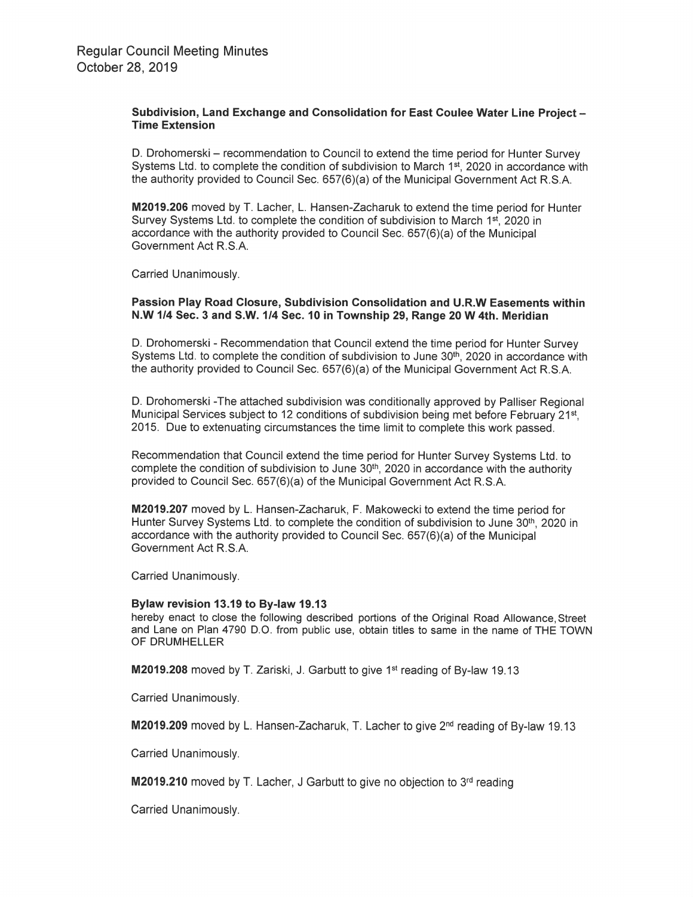**Subdivision, Land Exchange and Consolidation for East Coulee Water Line Project – Time Extension**

D. Drohomerski – recommendation to Council to extend the time period for Hunter Survey Systems Ltd. to complete the condition of subdivision to March 1st, 2020 in accordance with the authority provided to Council Sec. 657(6)(a) of the Municipal Government Act R.S.A.

**M2019.206** moved by T. Lacher, L. Hansen-Zacharuk to extend the time period for Hunter Survey Systems Ltd. to complete the condition of subdivision to March 1st, 2020 in accordance with the authority provided to Council Sec. 657(6)(a) of the Municipal Government Act R.S.A.

Carried Unanimously.

**Passion Play Road Closure, Subdivision Consolidation and U.R.W Easements within N.W 1/4 Sec. 3 and S.W. 1/4 Sec. 10 in Township 29, Range 20 W 4th. Meridian**

D. Drohomerski - Recommendation that Council extend the time period for Hunter Survey Systems Ltd. to complete the condition of subdivision to June 30th, 2020 in accordance with the authority provided to Council Sec. 657(6)(a) of the Municipal Government Act R.S.A.

D. Drohomerski -The attached subdivision was conditionally approved by Palliser Regional Municipal Services subject to 12 conditions of subdivision being met before February 21st, 2015. Due to extenuating circumstances the time limit to complete this work passed.

Recommendation that Council extend the time period for Hunter Survey Systems Ltd. to complete the condition of subdivision to June 30th, 2020 in accordance with the authority provided to Council Sec. 657(6)(a) of the Municipal Government Act R.S.A.

**M2019.207** moved by L. Hansen-Zacharuk, F. Makowecki to extend the time period for Hunter Survey Systems Ltd. to complete the condition of subdivision to June 30th, 2020 in accordance with the authority provided to Council Sec. 657(6)(a) of the Municipal Government Act R.S.A.

Carried Unanimously.

**Bylaw revision 13.19 to By-law 19.13**

hereby enact to close the following described portions of the Original Road Allowance, Street and Lane on Plan 4790 D.O. from public use, obtain titles to same in the name of THE TOWN OF DRUMHELLER

**M2019.208** moved by T. Zariski, J. Garbutt to give 1st reading of By-law 19.13

Carried Unanimously.

**M2019.209** moved by L. Hansen-Zacharuk, T. Lacher to give 2nd reading of By-law 19.13

Carried Unanimously.

**M2019.210** moved by T. Lacher, J Garbutt to give no objection to 3rd reading

Carried Unanimously.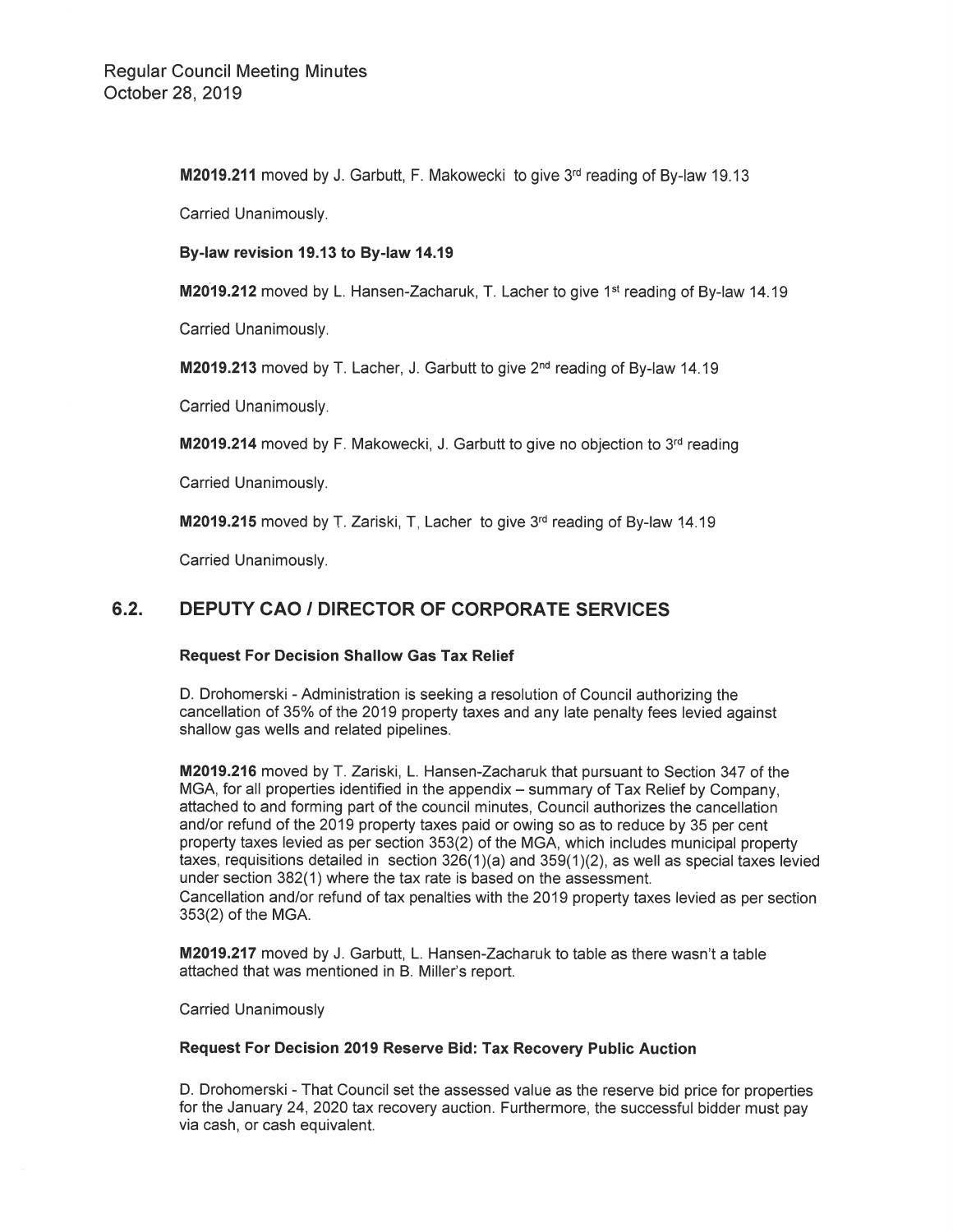**M2019.211** moved by J. Garbutt, F. Makowecki to give 3rd reading of By-law 19.13

Carried Unanimously.

**By-law revision 19.13 to By-law 14.19**

**M2019.212** moved by L. Hansen-Zacharuk, T. Lacher to give 1st reading of By-law 14.19

Carried Unanimously.

**M2019.213** moved by T. Lacher, J. Garbutt to give 2nd reading of By-law 14.19

Carried Unanimously.

**M2019.214** moved by F. Makowecki, J. Garbutt to give no objection to 3rd reading

Carried Unanimously.

**M2019.215** moved by T. Zariski, T, Lacher to give 3rd reading of By-law 14.19

Carried Unanimously.

## 6.2. DEPUTY CAO / DIRECTOR OF CORPORATE SERVICES

**Request For Decision Shallow Gas Tax Relief**

D. Drohomerski - Administration is seeking a resolution of Council authorizing the cancellation of 35% of the 2019 property taxes and any late penalty fees levied against shallow gas wells and related pipelines.

**M2019.216** moved by T. Zariski, L. Hansen-Zacharuk that pursuant to Section 347 of the MGA, for all properties identified in the appendix – summary of Tax Relief by Company, attached to and forming part of the council minutes, Council authorizes the cancellation and/or refund of the 2019 property taxes paid or owing so as to reduce by 35 per cent property taxes levied as per section 353(2) of the MGA, which includes municipal property taxes, requisitions detailed in section 326(1)(a) and 359(1)(2), as well as special taxes levied under section 382(1) where the tax rate is based on the assessment.
Cancellation and/or refund of tax penalties with the 2019 property taxes levied as per section 353(2) of the MGA.

**M2019.217** moved by J. Garbutt, L. Hansen-Zacharuk to table as there wasn't a table attached that was mentioned in B. Miller's report.

Carried Unanimously

**Request For Decision 2019 Reserve Bid: Tax Recovery Public Auction**

D. Drohomerski - That Council set the assessed value as the reserve bid price for properties for the January 24, 2020 tax recovery auction. Furthermore, the successful bidder must pay via cash, or cash equivalent.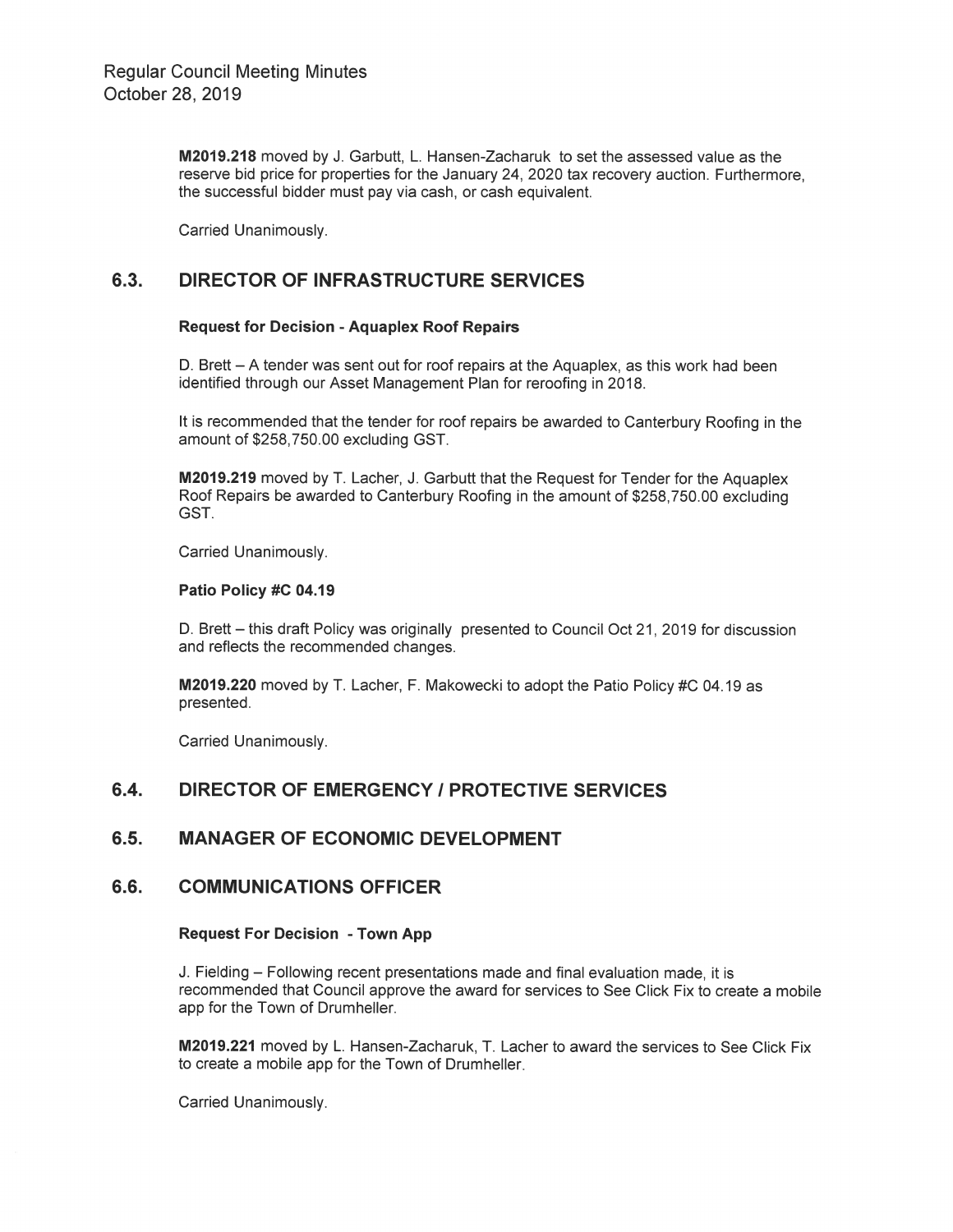**M2019.218** moved by J. Garbutt, L. Hansen-Zacharuk to set the assessed value as the reserve bid price for properties for the January 24, 2020 tax recovery auction. Furthermore, the successful bidder must pay via cash, or cash equivalent.

Carried Unanimously.

## 6.3. DIRECTOR OF INFRASTRUCTURE SERVICES

**Request for Decision - Aquaplex Roof Repairs**

D. Brett – A tender was sent out for roof repairs at the Aquaplex, as this work had been identified through our Asset Management Plan for reroofing in 2018.

It is recommended that the tender for roof repairs be awarded to Canterbury Roofing in the amount of $258,750.00 excluding GST.

**M2019.219** moved by T. Lacher, J. Garbutt that the Request for Tender for the Aquaplex Roof Repairs be awarded to Canterbury Roofing in the amount of $258,750.00 excluding GST.

Carried Unanimously.

**Patio Policy #C 04.19**

D. Brett – this draft Policy was originally presented to Council Oct 21, 2019 for discussion and reflects the recommended changes.

**M2019.220** moved by T. Lacher, F. Makowecki to adopt the Patio Policy #C 04.19 as presented.

Carried Unanimously.

## 6.4. DIRECTOR OF EMERGENCY / PROTECTIVE SERVICES

## 6.5. MANAGER OF ECONOMIC DEVELOPMENT

## 6.6. COMMUNICATIONS OFFICER

**Request For Decision - Town App**

J. Fielding – Following recent presentations made and final evaluation made, it is recommended that Council approve the award for services to See Click Fix to create a mobile app for the Town of Drumheller.

**M2019.221** moved by L. Hansen-Zacharuk, T. Lacher to award the services to See Click Fix to create a mobile app for the Town of Drumheller.

Carried Unanimously.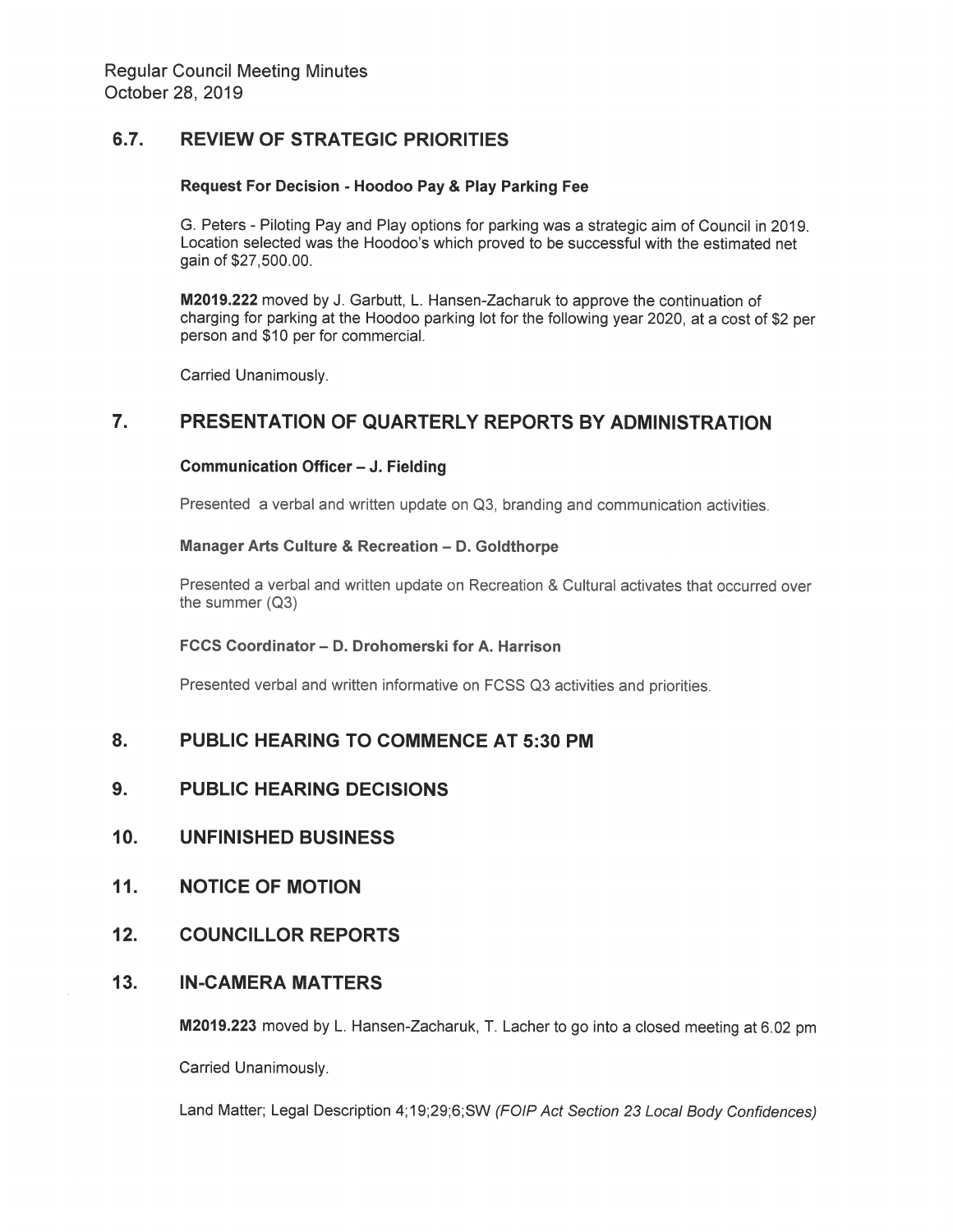## 6.7. REVIEW OF STRATEGIC PRIORITIES

**Request For Decision - Hoodoo Pay & Play Parking Fee**

G. Peters - Piloting Pay and Play options for parking was a strategic aim of Council in 2019. Location selected was the Hoodoo's which proved to be successful with the estimated net gain of $27,500.00.

**M2019.222** moved by J. Garbutt, L. Hansen-Zacharuk to approve the continuation of charging for parking at the Hoodoo parking lot for the following year 2020, at a cost of $2 per person and $10 per for commercial.

Carried Unanimously.

## 7. PRESENTATION OF QUARTERLY REPORTS BY ADMINISTRATION

**Communication Officer – J. Fielding**

Presented a verbal and written update on Q3, branding and communication activities.

**Manager Arts Culture & Recreation – D. Goldthorpe**

Presented a verbal and written update on Recreation & Cultural activates that occurred over the summer (Q3)

**FCCS Coordinator – D. Drohomerski for A. Harrison**

Presented verbal and written informative on FCSS Q3 activities and priorities.

## 8. PUBLIC HEARING TO COMMENCE AT 5:30 PM

## 9. PUBLIC HEARING DECISIONS

## 10. UNFINISHED BUSINESS

## 11. NOTICE OF MOTION

## 12. COUNCILLOR REPORTS

## 13. IN-CAMERA MATTERS

**M2019.223** moved by L. Hansen-Zacharuk, T. Lacher to go into a closed meeting at 6.02 pm

Carried Unanimously.

Land Matter; Legal Description 4;19;29;6;SW *(FOIP Act Section 23 Local Body Confidences)*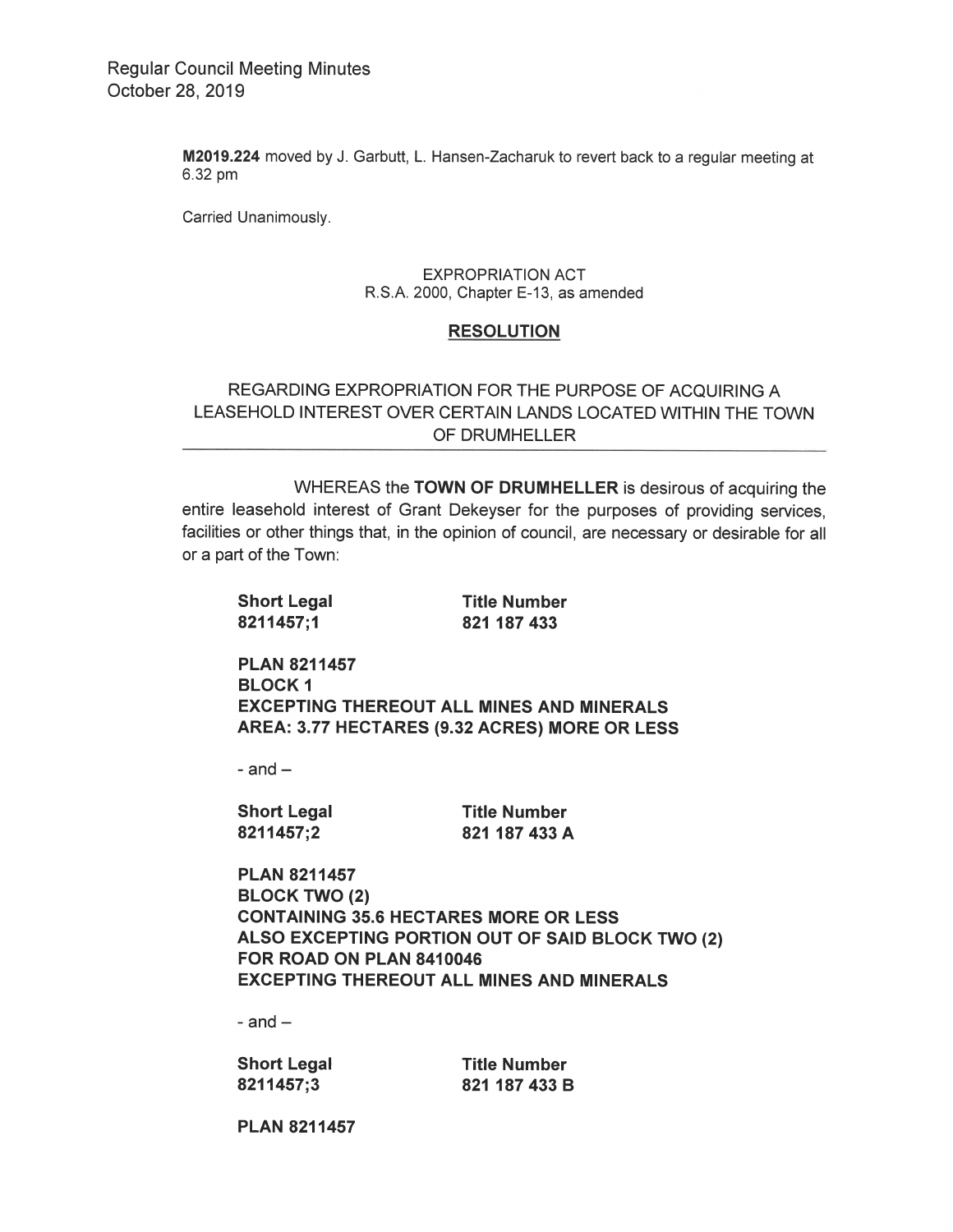**M2019.224** moved by J. Garbutt, L. Hansen-Zacharuk to revert back to a regular meeting at 6.32 pm

Carried Unanimously.

EXPROPRIATION ACT
R.S.A. 2000, Chapter E-13, as amended

## RESOLUTION

### REGARDING EXPROPRIATION FOR THE PURPOSE OF ACQUIRING A LEASEHOLD INTEREST OVER CERTAIN LANDS LOCATED WITHIN THE TOWN OF DRUMHELLER

WHEREAS the **TOWN OF DRUMHELLER** is desirous of acquiring the entire leasehold interest of Grant Dekeyser for the purposes of providing services, facilities or other things that, in the opinion of council, are necessary or desirable for all or a part of the Town:

| **Short Legal** | **Title Number** |
| --- | --- |
| **8211457;1** | **821 187 433** |

**PLAN 8211457**
**BLOCK 1**
**EXCEPTING THEREOUT ALL MINES AND MINERALS**
**AREA: 3.77 HECTARES (9.32 ACRES) MORE OR LESS**

- and –

| **Short Legal** | **Title Number** |
| --- | --- |
| **8211457;2** | **821 187 433 A** |

**PLAN 8211457**
**BLOCK TWO (2)**
**CONTAINING 35.6 HECTARES MORE OR LESS**
**ALSO EXCEPTING PORTION OUT OF SAID BLOCK TWO (2) FOR ROAD ON PLAN 8410046**
**EXCEPTING THEREOUT ALL MINES AND MINERALS**

- and –

| **Short Legal** | **Title Number** |
| --- | --- |
| **8211457;3** | **821 187 433 B** |

**PLAN 8211457**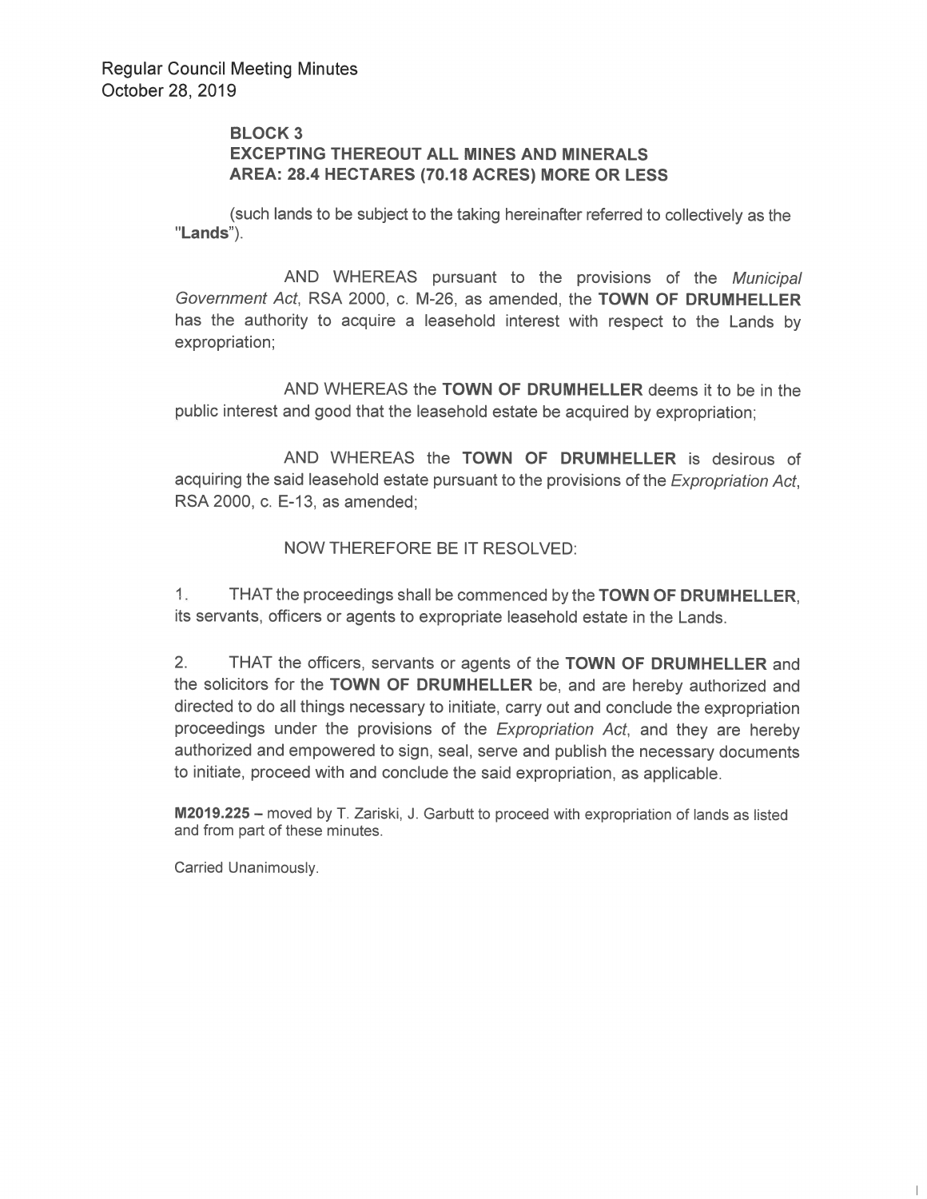**BLOCK 3**
**EXCEPTING THEREOUT ALL MINES AND MINERALS**
**AREA: 28.4 HECTARES (70.18 ACRES) MORE OR LESS**

(such lands to be subject to the taking hereinafter referred to collectively as the "**Lands**").

AND WHEREAS pursuant to the provisions of the *Municipal Government Act*, RSA 2000, c. M-26, as amended, the **TOWN OF DRUMHELLER** has the authority to acquire a leasehold interest with respect to the Lands by expropriation;

AND WHEREAS the **TOWN OF DRUMHELLER** deems it to be in the public interest and good that the leasehold estate be acquired by expropriation;

AND WHEREAS the **TOWN OF DRUMHELLER** is desirous of acquiring the said leasehold estate pursuant to the provisions of the *Expropriation Act*, RSA 2000, c. E-13, as amended;

NOW THEREFORE BE IT RESOLVED:

1. THAT the proceedings shall be commenced by the **TOWN OF DRUMHELLER**, its servants, officers or agents to expropriate leasehold estate in the Lands.

2. THAT the officers, servants or agents of the **TOWN OF DRUMHELLER** and the solicitors for the **TOWN OF DRUMHELLER** be, and are hereby authorized and directed to do all things necessary to initiate, carry out and conclude the expropriation proceedings under the provisions of the *Expropriation Act*, and they are hereby authorized and empowered to sign, seal, serve and publish the necessary documents to initiate, proceed with and conclude the said expropriation, as applicable.

**M2019.225 –** moved by T. Zariski, J. Garbutt to proceed with expropriation of lands as listed and from part of these minutes.

Carried Unanimously.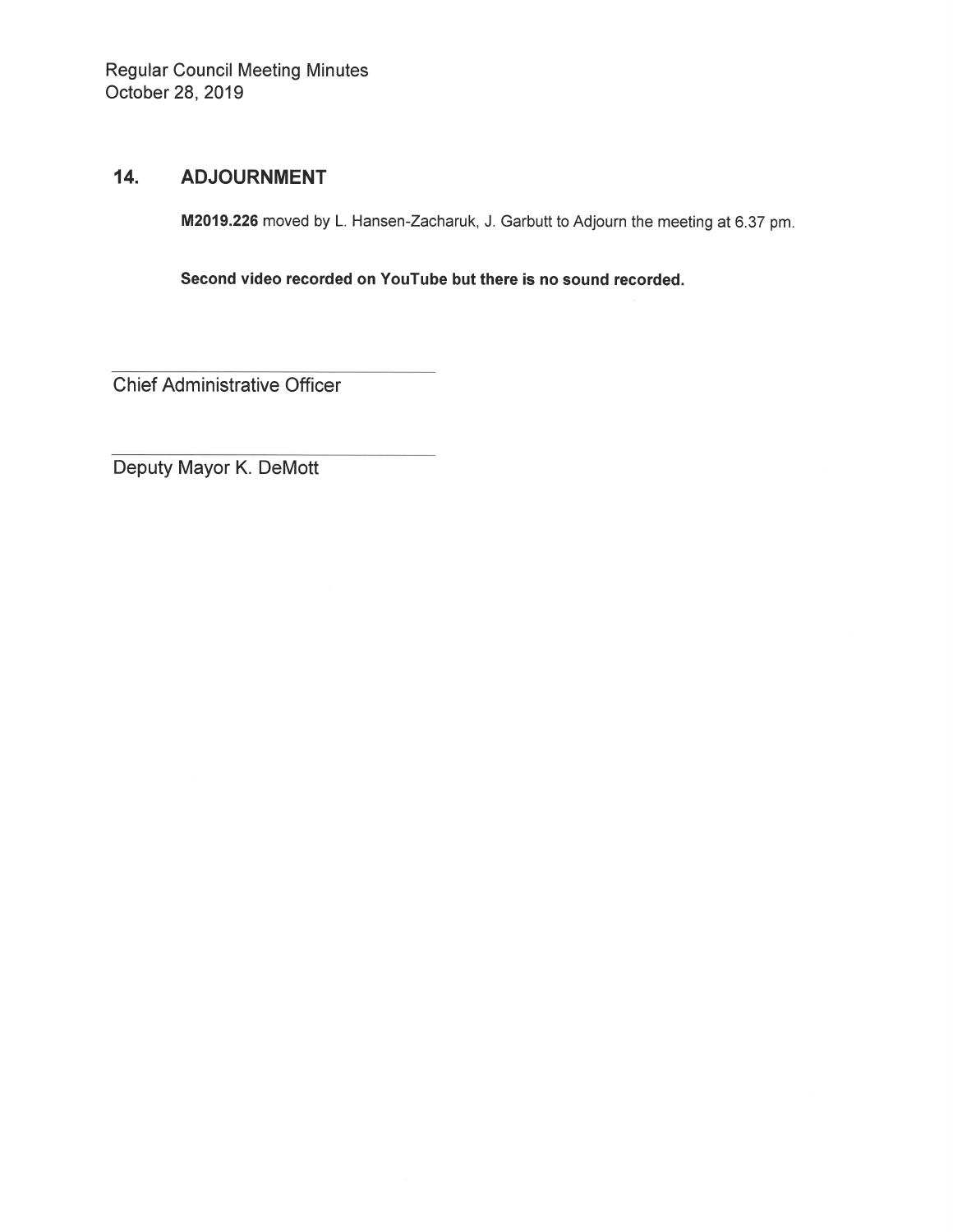## 14. ADJOURNMENT

**M2019.226** moved by L. Hansen-Zacharuk, J. Garbutt to Adjourn the meeting at 6.37 pm.

**Second video recorded on YouTube but there is no sound recorded.**

_______________________________
Chief Administrative Officer

_______________________________
Deputy Mayor K. DeMott